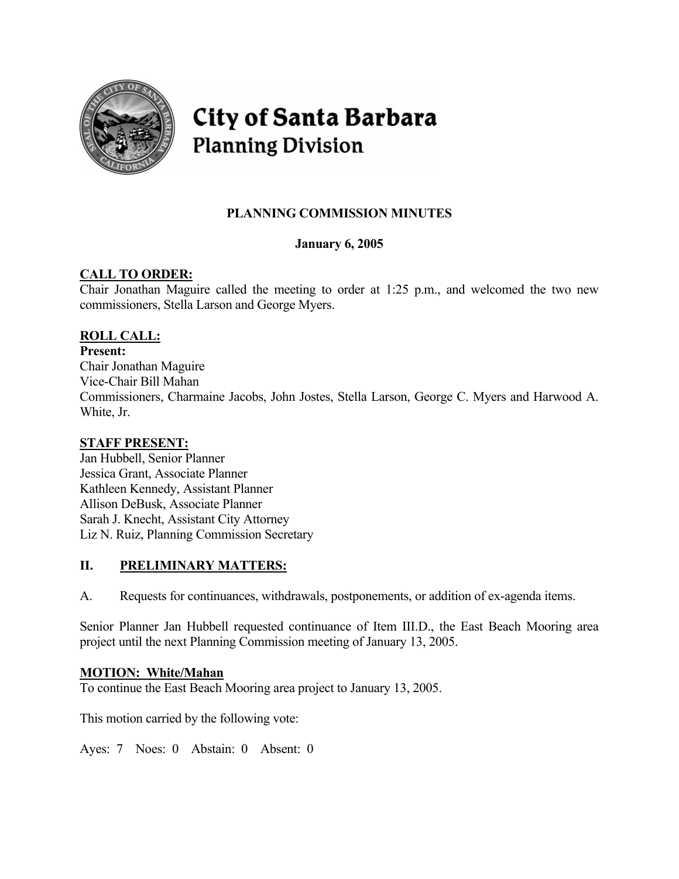# City of Santa Barbara
## Planning Division

**PLANNING COMMISSION MINUTES**

**January 6, 2005**

**CALL TO ORDER:**

Chair Jonathan Maguire called the meeting to order at 1:25 p.m., and welcomed the two new commissioners, Stella Larson and George Myers.

**ROLL CALL:**

**Present:**

Chair Jonathan Maguire
Vice-Chair Bill Mahan
Commissioners, Charmaine Jacobs, John Jostes, Stella Larson, George C. Myers and Harwood A. White, Jr.

**STAFF PRESENT:**

Jan Hubbell, Senior Planner
Jessica Grant, Associate Planner
Kathleen Kennedy, Assistant Planner
Allison DeBusk, Associate Planner
Sarah J. Knecht, Assistant City Attorney
Liz N. Ruiz, Planning Commission Secretary

## II. PRELIMINARY MATTERS:

A. Requests for continuances, withdrawals, postponements, or addition of ex-agenda items.

Senior Planner Jan Hubbell requested continuance of Item III.D., the East Beach Mooring area project until the next Planning Commission meeting of January 13, 2005.

**MOTION: White/Mahan**

To continue the East Beach Mooring area project to January 13, 2005.

This motion carried by the following vote:

Ayes: 7 Noes: 0 Abstain: 0 Absent: 0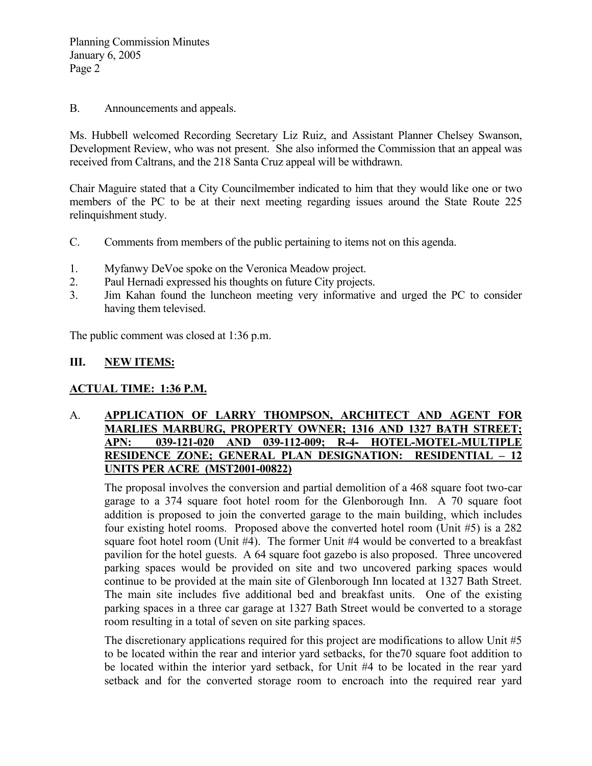B. Announcements and appeals.

Ms. Hubbell welcomed Recording Secretary Liz Ruiz, and Assistant Planner Chelsey Swanson, Development Review, who was not present. She also informed the Commission that an appeal was received from Caltrans, and the 218 Santa Cruz appeal will be withdrawn.

Chair Maguire stated that a City Councilmember indicated to him that they would like one or two members of the PC to be at their next meeting regarding issues around the State Route 225 relinquishment study.

C. Comments from members of the public pertaining to items not on this agenda.

1. Myfanwy DeVoe spoke on the Veronica Meadow project.
2. Paul Hernadi expressed his thoughts on future City projects.
3. Jim Kahan found the luncheon meeting very informative and urged the PC to consider having them televised.

The public comment was closed at 1:36 p.m.

## III. NEW ITEMS:

**ACTUAL TIME: 1:36 P.M.**

A. **APPLICATION OF LARRY THOMPSON, ARCHITECT AND AGENT FOR MARLIES MARBURG, PROPERTY OWNER; 1316 AND 1327 BATH STREET; APN: 039-121-020 AND 039-112-009; R-4- HOTEL-MOTEL-MULTIPLE RESIDENCE ZONE; GENERAL PLAN DESIGNATION: RESIDENTIAL – 12 UNITS PER ACRE (MST2001-00822)**

The proposal involves the conversion and partial demolition of a 468 square foot two-car garage to a 374 square foot hotel room for the Glenborough Inn. A 70 square foot addition is proposed to join the converted garage to the main building, which includes four existing hotel rooms. Proposed above the converted hotel room (Unit #5) is a 282 square foot hotel room (Unit #4). The former Unit #4 would be converted to a breakfast pavilion for the hotel guests. A 64 square foot gazebo is also proposed. Three uncovered parking spaces would be provided on site and two uncovered parking spaces would continue to be provided at the main site of Glenborough Inn located at 1327 Bath Street. The main site includes five additional bed and breakfast units. One of the existing parking spaces in a three car garage at 1327 Bath Street would be converted to a storage room resulting in a total of seven on site parking spaces.

The discretionary applications required for this project are modifications to allow Unit #5 to be located within the rear and interior yard setbacks, for the70 square foot addition to be located within the interior yard setback, for Unit #4 to be located in the rear yard setback and for the converted storage room to encroach into the required rear yard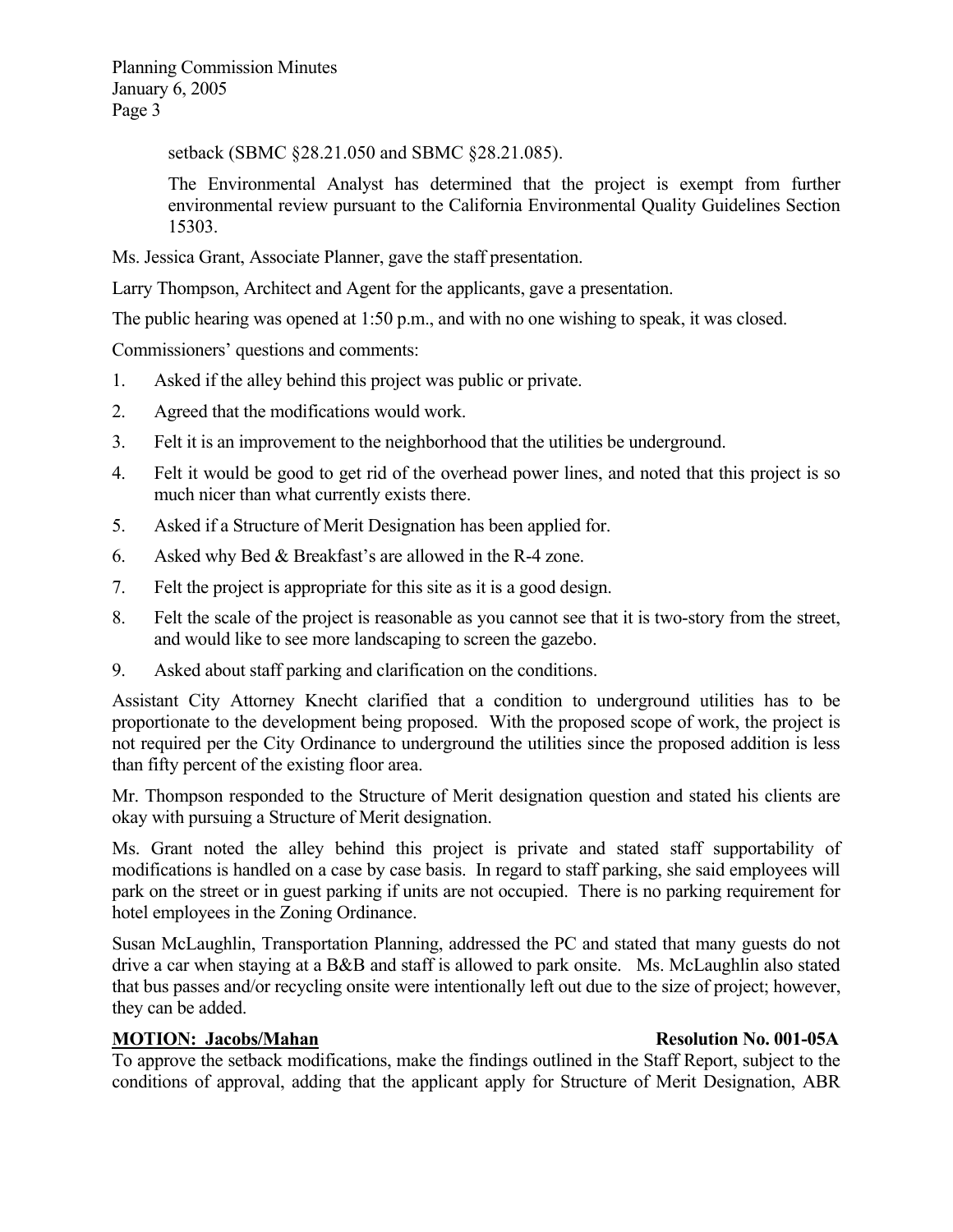setback (SBMC §28.21.050 and SBMC §28.21.085).

The Environmental Analyst has determined that the project is exempt from further environmental review pursuant to the California Environmental Quality Guidelines Section 15303.

Ms. Jessica Grant, Associate Planner, gave the staff presentation.

Larry Thompson, Architect and Agent for the applicants, gave a presentation.

The public hearing was opened at 1:50 p.m., and with no one wishing to speak, it was closed.

Commissioners' questions and comments:

1. Asked if the alley behind this project was public or private.
2. Agreed that the modifications would work.
3. Felt it is an improvement to the neighborhood that the utilities be underground.
4. Felt it would be good to get rid of the overhead power lines, and noted that this project is so much nicer than what currently exists there.
5. Asked if a Structure of Merit Designation has been applied for.
6. Asked why Bed & Breakfast's are allowed in the R-4 zone.
7. Felt the project is appropriate for this site as it is a good design.
8. Felt the scale of the project is reasonable as you cannot see that it is two-story from the street, and would like to see more landscaping to screen the gazebo.
9. Asked about staff parking and clarification on the conditions.

Assistant City Attorney Knecht clarified that a condition to underground utilities has to be proportionate to the development being proposed. With the proposed scope of work, the project is not required per the City Ordinance to underground the utilities since the proposed addition is less than fifty percent of the existing floor area.

Mr. Thompson responded to the Structure of Merit designation question and stated his clients are okay with pursuing a Structure of Merit designation.

Ms. Grant noted the alley behind this project is private and stated staff supportability of modifications is handled on a case by case basis. In regard to staff parking, she said employees will park on the street or in guest parking if units are not occupied. There is no parking requirement for hotel employees in the Zoning Ordinance.

Susan McLaughlin, Transportation Planning, addressed the PC and stated that many guests do not drive a car when staying at a B&B and staff is allowed to park onsite. Ms. McLaughlin also stated that bus passes and/or recycling onsite were intentionally left out due to the size of project; however, they can be added.

**MOTION: Jacobs/Mahan** **Resolution No. 001-05A**

To approve the setback modifications, make the findings outlined in the Staff Report, subject to the conditions of approval, adding that the applicant apply for Structure of Merit Designation, ABR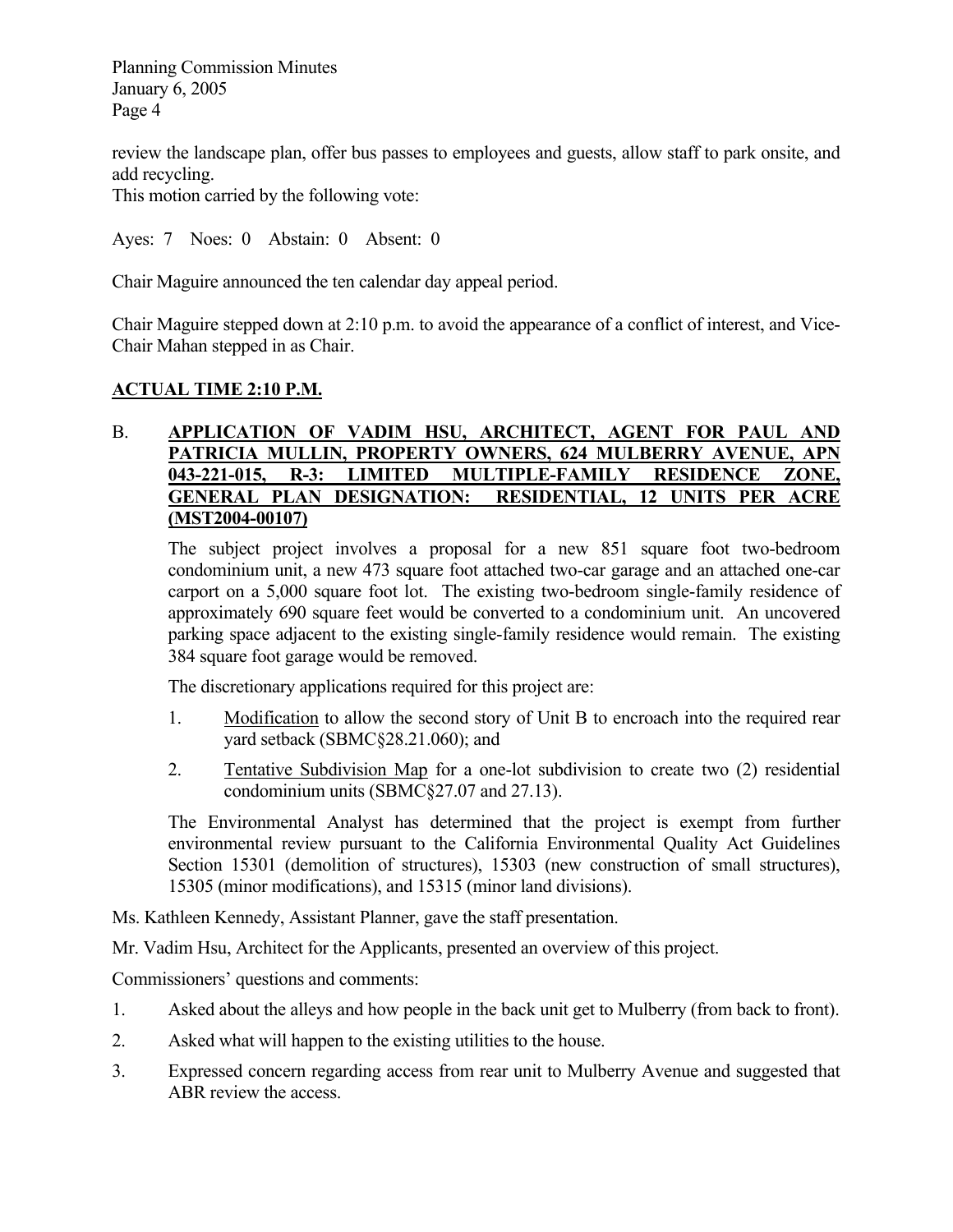review the landscape plan, offer bus passes to employees and guests, allow staff to park onsite, and add recycling.

This motion carried by the following vote:

Ayes: 7 Noes: 0 Abstain: 0 Absent: 0

Chair Maguire announced the ten calendar day appeal period.

Chair Maguire stepped down at 2:10 p.m. to avoid the appearance of a conflict of interest, and Vice-Chair Mahan stepped in as Chair.

**ACTUAL TIME 2:10 P.M.**

B. **APPLICATION OF VADIM HSU, ARCHITECT, AGENT FOR PAUL AND PATRICIA MULLIN, PROPERTY OWNERS, 624 MULBERRY AVENUE, APN 043-221-015, R-3: LIMITED MULTIPLE-FAMILY RESIDENCE ZONE, GENERAL PLAN DESIGNATION: RESIDENTIAL, 12 UNITS PER ACRE (MST2004-00107)**

The subject project involves a proposal for a new 851 square foot two-bedroom condominium unit, a new 473 square foot attached two-car garage and an attached one-car carport on a 5,000 square foot lot. The existing two-bedroom single-family residence of approximately 690 square feet would be converted to a condominium unit. An uncovered parking space adjacent to the existing single-family residence would remain. The existing 384 square foot garage would be removed.

The discretionary applications required for this project are:

1. Modification to allow the second story of Unit B to encroach into the required rear yard setback (SBMC§28.21.060); and
2. Tentative Subdivision Map for a one-lot subdivision to create two (2) residential condominium units (SBMC§27.07 and 27.13).

The Environmental Analyst has determined that the project is exempt from further environmental review pursuant to the California Environmental Quality Act Guidelines Section 15301 (demolition of structures), 15303 (new construction of small structures), 15305 (minor modifications), and 15315 (minor land divisions).

Ms. Kathleen Kennedy, Assistant Planner, gave the staff presentation.

Mr. Vadim Hsu, Architect for the Applicants, presented an overview of this project.

Commissioners' questions and comments:

1. Asked about the alleys and how people in the back unit get to Mulberry (from back to front).
2. Asked what will happen to the existing utilities to the house.
3. Expressed concern regarding access from rear unit to Mulberry Avenue and suggested that ABR review the access.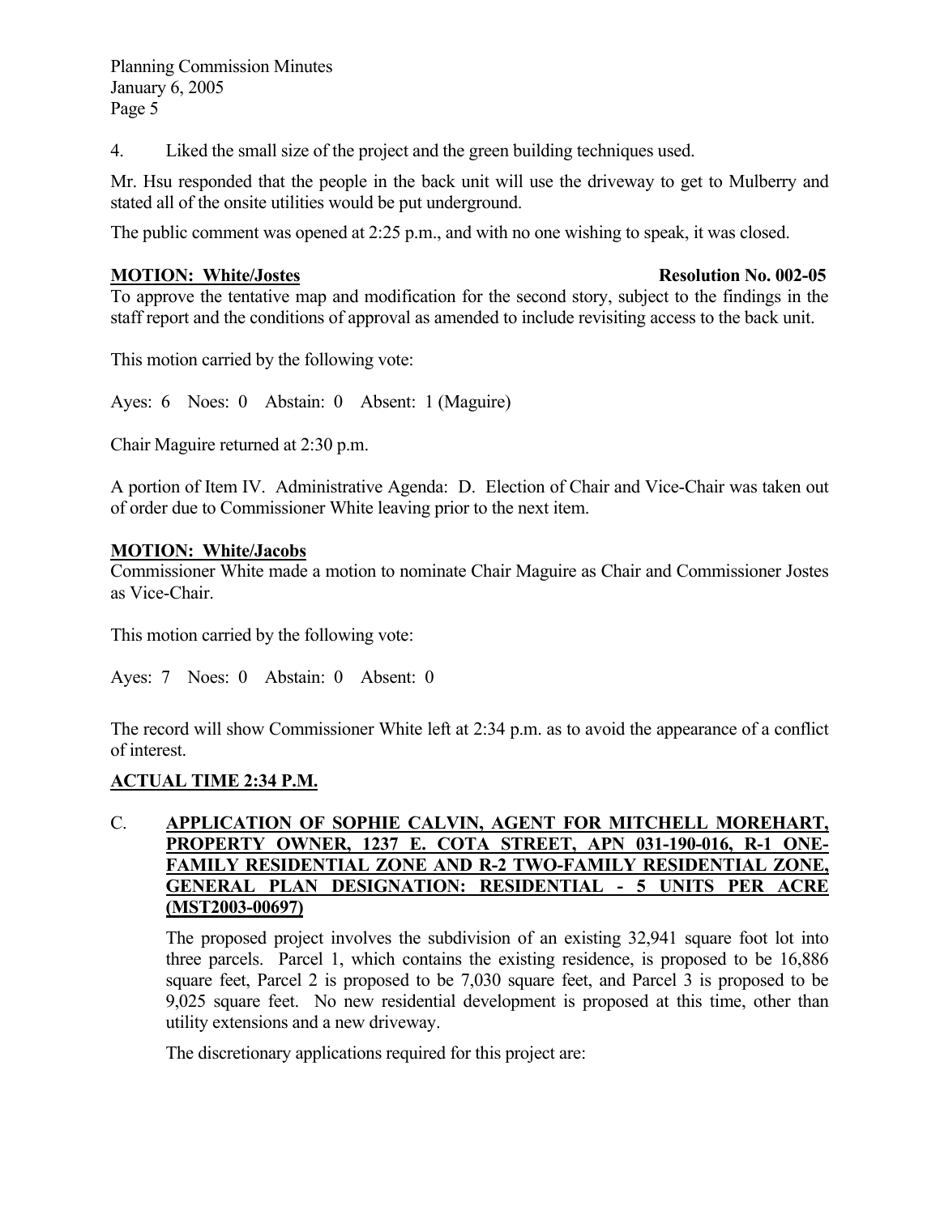4. Liked the small size of the project and the green building techniques used.

Mr. Hsu responded that the people in the back unit will use the driveway to get to Mulberry and stated all of the onsite utilities would be put underground.

The public comment was opened at 2:25 p.m., and with no one wishing to speak, it was closed.

**MOTION: White/Jostes** **Resolution No. 002-05**
To approve the tentative map and modification for the second story, subject to the findings in the staff report and the conditions of approval as amended to include revisiting access to the back unit.

This motion carried by the following vote:

Ayes: 6 Noes: 0 Abstain: 0 Absent: 1 (Maguire)

Chair Maguire returned at 2:30 p.m.

A portion of Item IV. Administrative Agenda: D. Election of Chair and Vice-Chair was taken out of order due to Commissioner White leaving prior to the next item.

**MOTION: White/Jacobs**
Commissioner White made a motion to nominate Chair Maguire as Chair and Commissioner Jostes as Vice-Chair.

This motion carried by the following vote:

Ayes: 7 Noes: 0 Abstain: 0 Absent: 0

The record will show Commissioner White left at 2:34 p.m. as to avoid the appearance of a conflict of interest.

**ACTUAL TIME 2:34 P.M.**

C. **APPLICATION OF SOPHIE CALVIN, AGENT FOR MITCHELL MOREHART, PROPERTY OWNER, 1237 E. COTA STREET, APN 031-190-016, R-1 ONE-FAMILY RESIDENTIAL ZONE AND R-2 TWO-FAMILY RESIDENTIAL ZONE, GENERAL PLAN DESIGNATION: RESIDENTIAL - 5 UNITS PER ACRE (MST2003-00697)**

The proposed project involves the subdivision of an existing 32,941 square foot lot into three parcels. Parcel 1, which contains the existing residence, is proposed to be 16,886 square feet, Parcel 2 is proposed to be 7,030 square feet, and Parcel 3 is proposed to be 9,025 square feet. No new residential development is proposed at this time, other than utility extensions and a new driveway.

The discretionary applications required for this project are: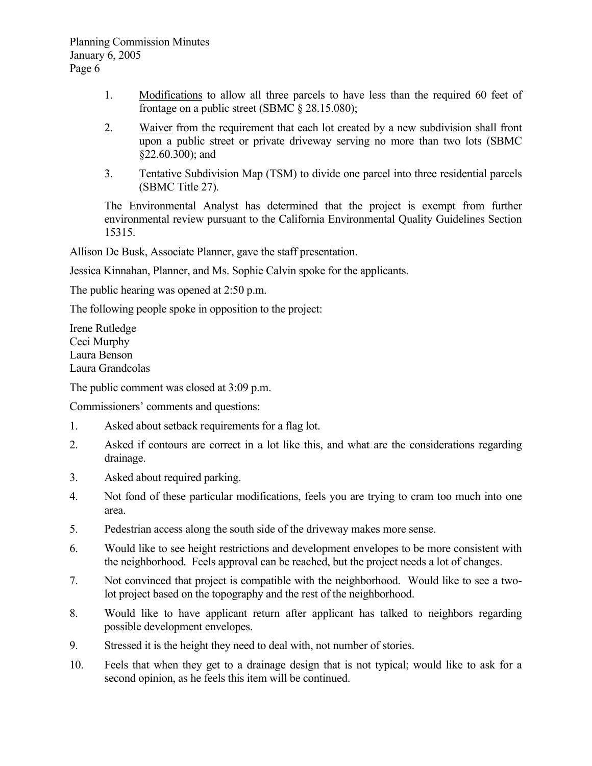1. Modifications to allow all three parcels to have less than the required 60 feet of frontage on a public street (SBMC § 28.15.080);

2. Waiver from the requirement that each lot created by a new subdivision shall front upon a public street or private driveway serving no more than two lots (SBMC §22.60.300); and

3. Tentative Subdivision Map (TSM) to divide one parcel into three residential parcels (SBMC Title 27).

The Environmental Analyst has determined that the project is exempt from further environmental review pursuant to the California Environmental Quality Guidelines Section 15315.

Allison De Busk, Associate Planner, gave the staff presentation.

Jessica Kinnahan, Planner, and Ms. Sophie Calvin spoke for the applicants.

The public hearing was opened at 2:50 p.m.

The following people spoke in opposition to the project:

Irene Rutledge
Ceci Murphy
Laura Benson
Laura Grandcolas

The public comment was closed at 3:09 p.m.

Commissioners' comments and questions:

1. Asked about setback requirements for a flag lot.
2. Asked if contours are correct in a lot like this, and what are the considerations regarding drainage.
3. Asked about required parking.
4. Not fond of these particular modifications, feels you are trying to cram too much into one area.
5. Pedestrian access along the south side of the driveway makes more sense.
6. Would like to see height restrictions and development envelopes to be more consistent with the neighborhood. Feels approval can be reached, but the project needs a lot of changes.
7. Not convinced that project is compatible with the neighborhood. Would like to see a two-lot project based on the topography and the rest of the neighborhood.
8. Would like to have applicant return after applicant has talked to neighbors regarding possible development envelopes.
9. Stressed it is the height they need to deal with, not number of stories.
10. Feels that when they get to a drainage design that is not typical; would like to ask for a second opinion, as he feels this item will be continued.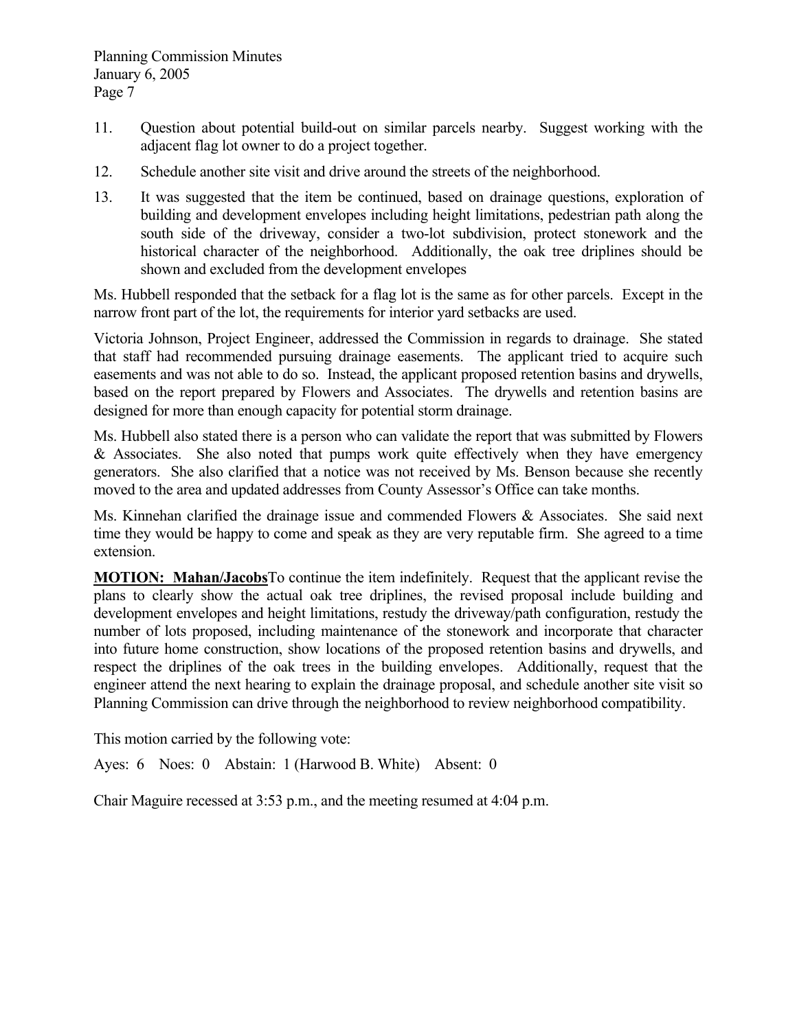11. Question about potential build-out on similar parcels nearby. Suggest working with the adjacent flag lot owner to do a project together.

12. Schedule another site visit and drive around the streets of the neighborhood.

13. It was suggested that the item be continued, based on drainage questions, exploration of building and development envelopes including height limitations, pedestrian path along the south side of the driveway, consider a two-lot subdivision, protect stonework and the historical character of the neighborhood. Additionally, the oak tree driplines should be shown and excluded from the development envelopes

Ms. Hubbell responded that the setback for a flag lot is the same as for other parcels. Except in the narrow front part of the lot, the requirements for interior yard setbacks are used.

Victoria Johnson, Project Engineer, addressed the Commission in regards to drainage. She stated that staff had recommended pursuing drainage easements. The applicant tried to acquire such easements and was not able to do so. Instead, the applicant proposed retention basins and drywells, based on the report prepared by Flowers and Associates. The drywells and retention basins are designed for more than enough capacity for potential storm drainage.

Ms. Hubbell also stated there is a person who can validate the report that was submitted by Flowers & Associates. She also noted that pumps work quite effectively when they have emergency generators. She also clarified that a notice was not received by Ms. Benson because she recently moved to the area and updated addresses from County Assessor's Office can take months.

Ms. Kinnehan clarified the drainage issue and commended Flowers & Associates. She said next time they would be happy to come and speak as they are very reputable firm. She agreed to a time extension.

**MOTION: Mahan/Jacobs** To continue the item indefinitely. Request that the applicant revise the plans to clearly show the actual oak tree driplines, the revised proposal include building and development envelopes and height limitations, restudy the driveway/path configuration, restudy the number of lots proposed, including maintenance of the stonework and incorporate that character into future home construction, show locations of the proposed retention basins and drywells, and respect the driplines of the oak trees in the building envelopes. Additionally, request that the engineer attend the next hearing to explain the drainage proposal, and schedule another site visit so Planning Commission can drive through the neighborhood to review neighborhood compatibility.

This motion carried by the following vote:

Ayes: 6 Noes: 0 Abstain: 1 (Harwood B. White) Absent: 0

Chair Maguire recessed at 3:53 p.m., and the meeting resumed at 4:04 p.m.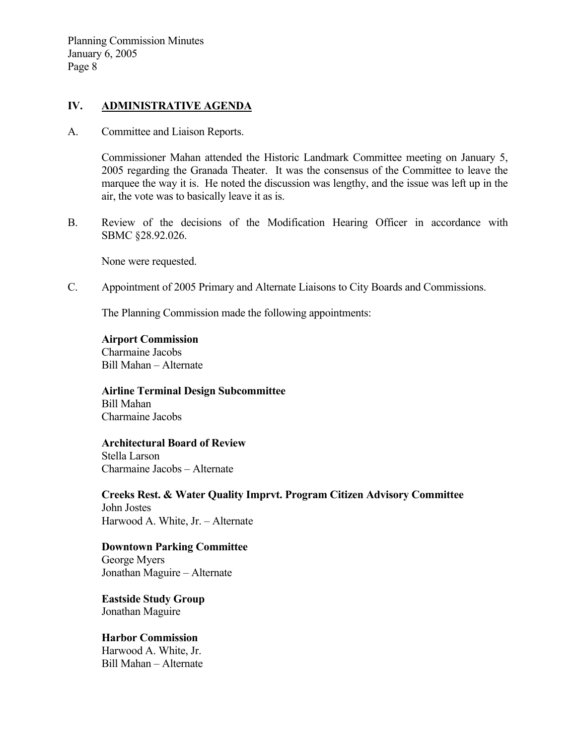## IV. ADMINISTRATIVE AGENDA

A. Committee and Liaison Reports.

Commissioner Mahan attended the Historic Landmark Committee meeting on January 5, 2005 regarding the Granada Theater. It was the consensus of the Committee to leave the marquee the way it is. He noted the discussion was lengthy, and the issue was left up in the air, the vote was to basically leave it as is.

B. Review of the decisions of the Modification Hearing Officer in accordance with SBMC §28.92.026.

None were requested.

C. Appointment of 2005 Primary and Alternate Liaisons to City Boards and Commissions.

The Planning Commission made the following appointments:

**Airport Commission**
Charmaine Jacobs
Bill Mahan – Alternate

**Airline Terminal Design Subcommittee**
Bill Mahan
Charmaine Jacobs

**Architectural Board of Review**
Stella Larson
Charmaine Jacobs – Alternate

**Creeks Rest. & Water Quality Imprvt. Program Citizen Advisory Committee**
John Jostes
Harwood A. White, Jr. – Alternate

**Downtown Parking Committee**
George Myers
Jonathan Maguire – Alternate

**Eastside Study Group**
Jonathan Maguire

**Harbor Commission**
Harwood A. White, Jr.
Bill Mahan – Alternate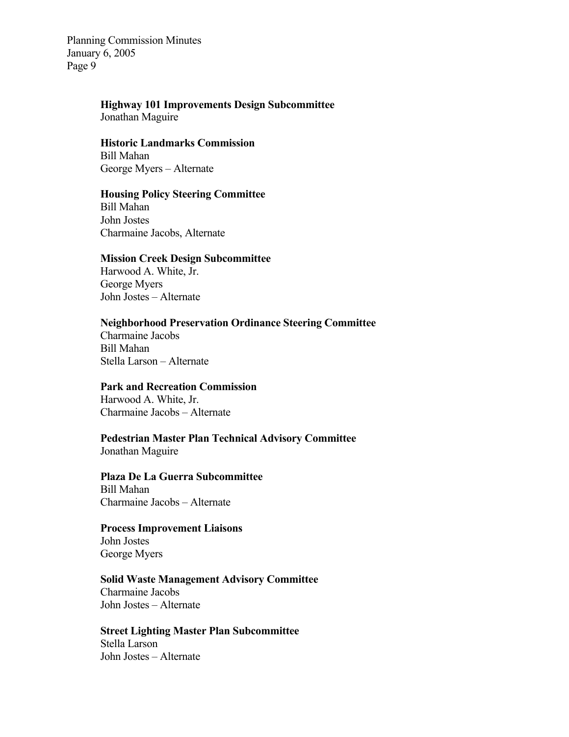**Highway 101 Improvements Design Subcommittee**
Jonathan Maguire

**Historic Landmarks Commission**
Bill Mahan
George Myers – Alternate

**Housing Policy Steering Committee**
Bill Mahan
John Jostes
Charmaine Jacobs, Alternate

**Mission Creek Design Subcommittee**
Harwood A. White, Jr.
George Myers
John Jostes – Alternate

**Neighborhood Preservation Ordinance Steering Committee**
Charmaine Jacobs
Bill Mahan
Stella Larson – Alternate

**Park and Recreation Commission**
Harwood A. White, Jr.
Charmaine Jacobs – Alternate

**Pedestrian Master Plan Technical Advisory Committee**
Jonathan Maguire

**Plaza De La Guerra Subcommittee**
Bill Mahan
Charmaine Jacobs – Alternate

**Process Improvement Liaisons**
John Jostes
George Myers

**Solid Waste Management Advisory Committee**
Charmaine Jacobs
John Jostes – Alternate

**Street Lighting Master Plan Subcommittee**
Stella Larson
John Jostes – Alternate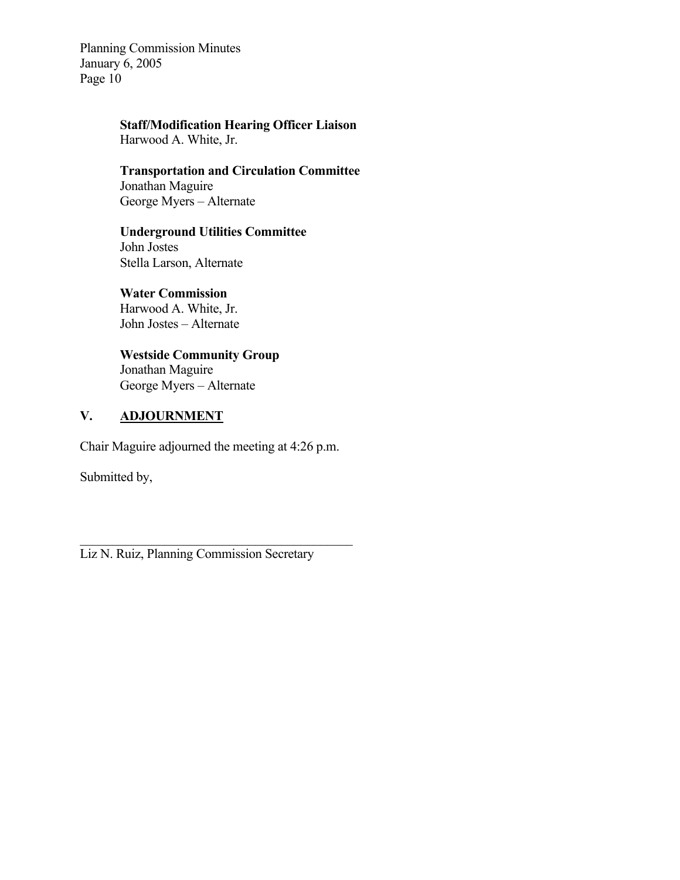**Staff/Modification Hearing Officer Liaison**
Harwood A. White, Jr.

**Transportation and Circulation Committee**
Jonathan Maguire
George Myers – Alternate

**Underground Utilities Committee**
John Jostes
Stella Larson, Alternate

**Water Commission**
Harwood A. White, Jr.
John Jostes – Alternate

**Westside Community Group**
Jonathan Maguire
George Myers – Alternate

## V. ADJOURNMENT

Chair Maguire adjourned the meeting at 4:26 p.m.

Submitted by,

\_\_\_\_\_\_\_\_\_\_\_\_\_\_\_\_\_\_\_\_\_\_\_\_\_\_\_\_\_\_\_\_\_\_\_\_\_\_
Liz N. Ruiz, Planning Commission Secretary